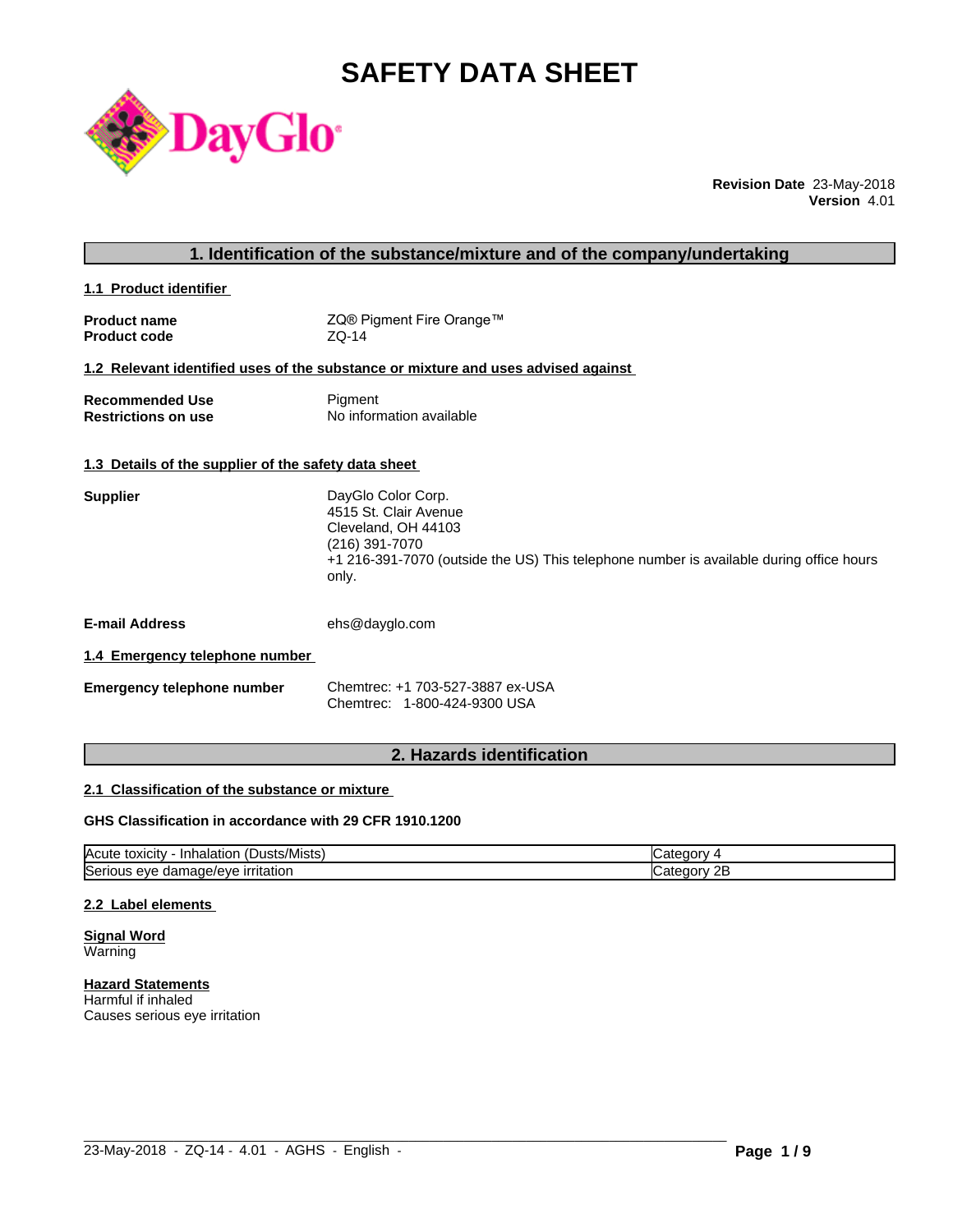# SAFETY DATA SHEET

**Revision Date** 23-May-2018
**Version** 4.01

## 1. Identification of the substance/mixture and of the company/undertaking

### 1.1 Product identifier

**Product name** ZQ® Pigment Fire Orange™
**Product code** ZQ-14

### 1.2 Relevant identified uses of the substance or mixture and uses advised against

**Recommended Use** Pigment
**Restrictions on use** No information available

### 1.3 Details of the supplier of the safety data sheet

**Supplier**
DayGlo Color Corp.
4515 St. Clair Avenue
Cleveland, OH 44103
(216) 391-7070
+1 216-391-7070 (outside the US) This telephone number is available during office hours only.

**E-mail Address** ehs@dayglo.com

### 1.4 Emergency telephone number

**Emergency telephone number**
Chemtrec: +1 703-527-3887 ex-USA
Chemtrec: 1-800-424-9300 USA

## 2. Hazards identification

### 2.1 Classification of the substance or mixture

**GHS Classification in accordance with 29 CFR 1910.1200**

| | |
|---|---|
| Acute toxicity - Inhalation (Dusts/Mists) | Category 4 |
| Serious eye damage/eye irritation | Category 2B |

### 2.2 Label elements

**Signal Word**
Warning

**Hazard Statements**
Harmful if inhaled
Causes serious eye irritation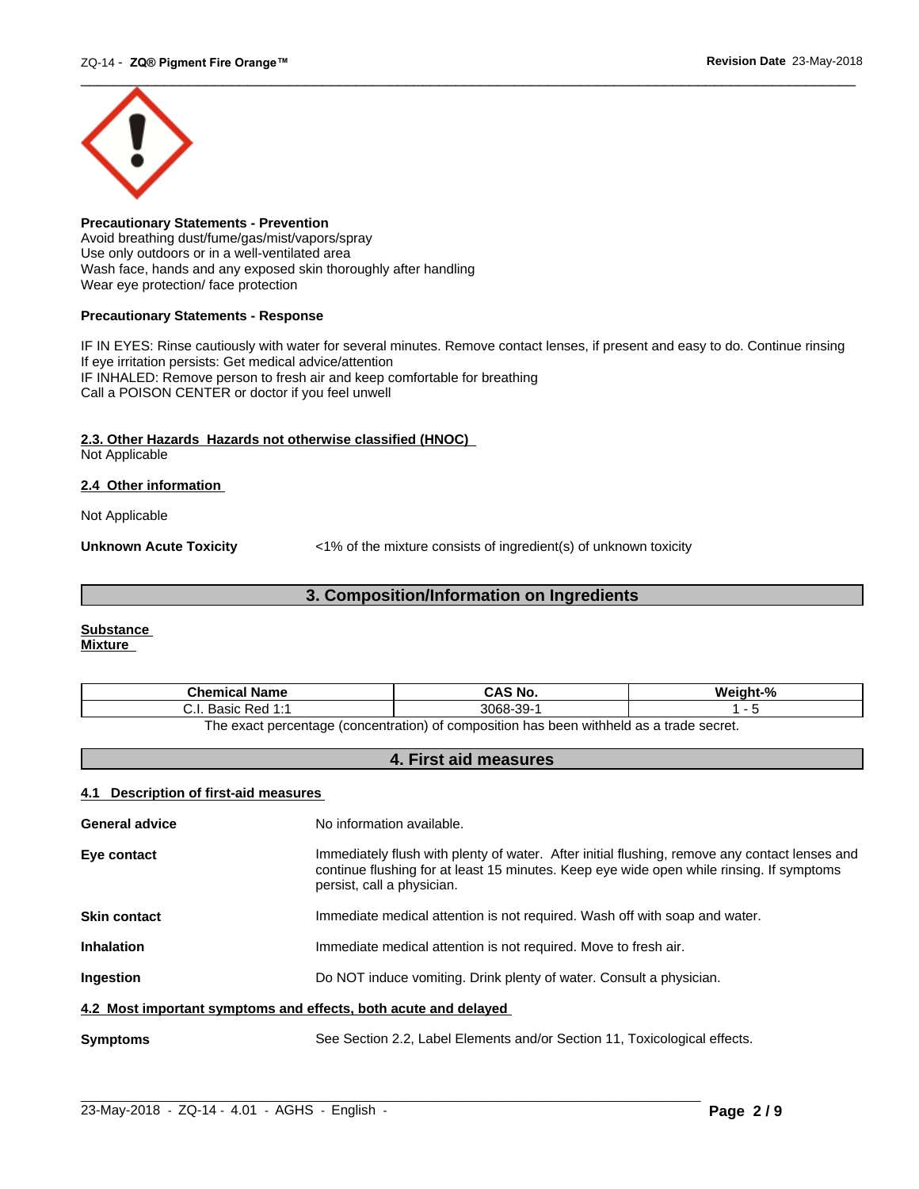**Precautionary Statements - Prevention**
Avoid breathing dust/fume/gas/mist/vapors/spray
Use only outdoors or in a well-ventilated area
Wash face, hands and any exposed skin thoroughly after handling
Wear eye protection/ face protection

**Precautionary Statements - Response**

IF IN EYES: Rinse cautiously with water for several minutes. Remove contact lenses, if present and easy to do. Continue rinsing
If eye irritation persists: Get medical advice/attention
IF INHALED: Remove person to fresh air and keep comfortable for breathing
Call a POISON CENTER or doctor if you feel unwell

**2.3. Other Hazards Hazards not otherwise classified (HNOC)**
Not Applicable

**2.4 Other information**

Not Applicable

**Unknown Acute Toxicity** <1% of the mixture consists of ingredient(s) of unknown toxicity

## 3. Composition/Information on Ingredients

**Substance**
**Mixture**

| Chemical Name | CAS No. | Weight-% |
|---|---|---|
| C.I. Basic Red 1:1 | 3068-39-1 | 1 - 5 |

The exact percentage (concentration) of composition has been withheld as a trade secret.

## 4. First aid measures

**4.1 Description of first-aid measures**

**General advice** No information available.

**Eye contact** Immediately flush with plenty of water. After initial flushing, remove any contact lenses and continue flushing for at least 15 minutes. Keep eye wide open while rinsing. If symptoms persist, call a physician.

**Skin contact** Immediate medical attention is not required. Wash off with soap and water.

**Inhalation** Immediate medical attention is not required. Move to fresh air.

**Ingestion** Do NOT induce vomiting. Drink plenty of water. Consult a physician.

**4.2 Most important symptoms and effects, both acute and delayed**

**Symptoms** See Section 2.2, Label Elements and/or Section 11, Toxicological effects.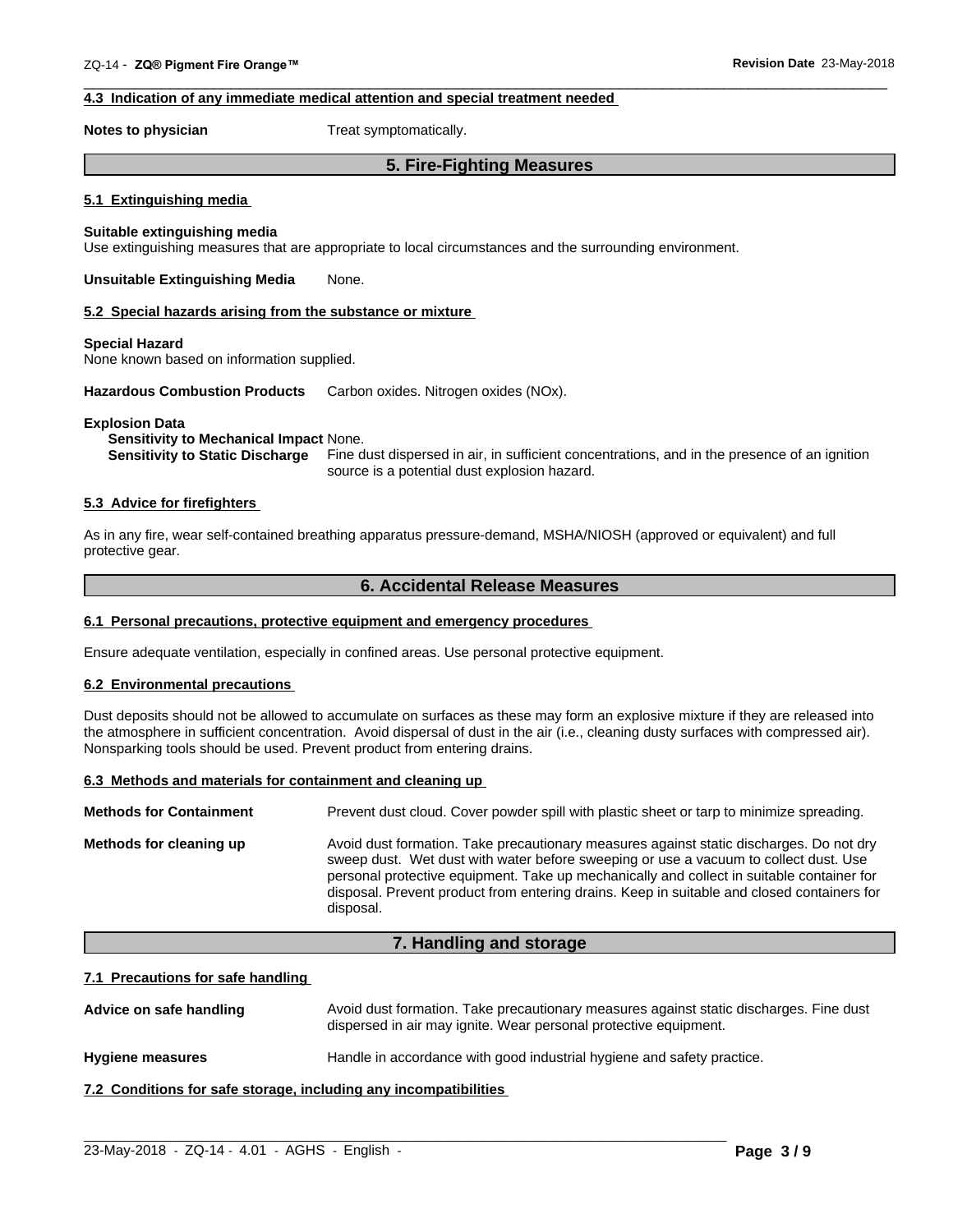**4.3 Indication of any immediate medical attention and special treatment needed**

**Notes to physician** Treat symptomatically.

## 5. Fire-Fighting Measures

**5.1 Extinguishing media**

**Suitable extinguishing media**
Use extinguishing measures that are appropriate to local circumstances and the surrounding environment.

**Unsuitable Extinguishing Media** None.

**5.2 Special hazards arising from the substance or mixture**

**Special Hazard**
None known based on information supplied.

**Hazardous Combustion Products** Carbon oxides. Nitrogen oxides (NOx).

**Explosion Data**
**Sensitivity to Mechanical Impact** None.
**Sensitivity to Static Discharge** Fine dust dispersed in air, in sufficient concentrations, and in the presence of an ignition source is a potential dust explosion hazard.

**5.3 Advice for firefighters**

As in any fire, wear self-contained breathing apparatus pressure-demand, MSHA/NIOSH (approved or equivalent) and full protective gear.

## 6. Accidental Release Measures

**6.1 Personal precautions, protective equipment and emergency procedures**

Ensure adequate ventilation, especially in confined areas. Use personal protective equipment.

**6.2 Environmental precautions**

Dust deposits should not be allowed to accumulate on surfaces as these may form an explosive mixture if they are released into the atmosphere in sufficient concentration. Avoid dispersal of dust in the air (i.e., cleaning dusty surfaces with compressed air). Nonsparking tools should be used. Prevent product from entering drains.

**6.3 Methods and materials for containment and cleaning up**

**Methods for Containment** Prevent dust cloud. Cover powder spill with plastic sheet or tarp to minimize spreading.

**Methods for cleaning up** Avoid dust formation. Take precautionary measures against static discharges. Do not dry sweep dust. Wet dust with water before sweeping or use a vacuum to collect dust. Use personal protective equipment. Take up mechanically and collect in suitable container for disposal. Prevent product from entering drains. Keep in suitable and closed containers for disposal.

## 7. Handling and storage

**7.1 Precautions for safe handling**

**Advice on safe handling** Avoid dust formation. Take precautionary measures against static discharges. Fine dust dispersed in air may ignite. Wear personal protective equipment.

**Hygiene measures** Handle in accordance with good industrial hygiene and safety practice.

**7.2 Conditions for safe storage, including any incompatibilities**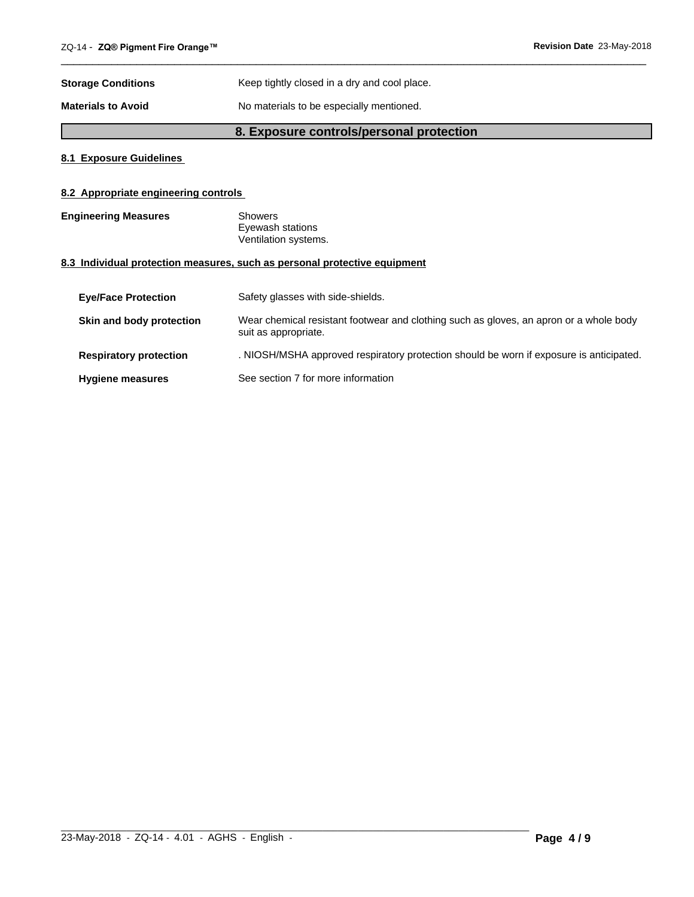**Storage Conditions** Keep tightly closed in a dry and cool place.

**Materials to Avoid** No materials to be especially mentioned.

## 8. Exposure controls/personal protection

### 8.1 Exposure Guidelines

### 8.2 Appropriate engineering controls

**Engineering Measures** Showers
Eyewash stations
Ventilation systems.

### 8.3 Individual protection measures, such as personal protective equipment

**Eye/Face Protection** Safety glasses with side-shields.

**Skin and body protection** Wear chemical resistant footwear and clothing such as gloves, an apron or a whole body suit as appropriate.

**Respiratory protection** . NIOSH/MSHA approved respiratory protection should be worn if exposure is anticipated.

**Hygiene measures** See section 7 for more information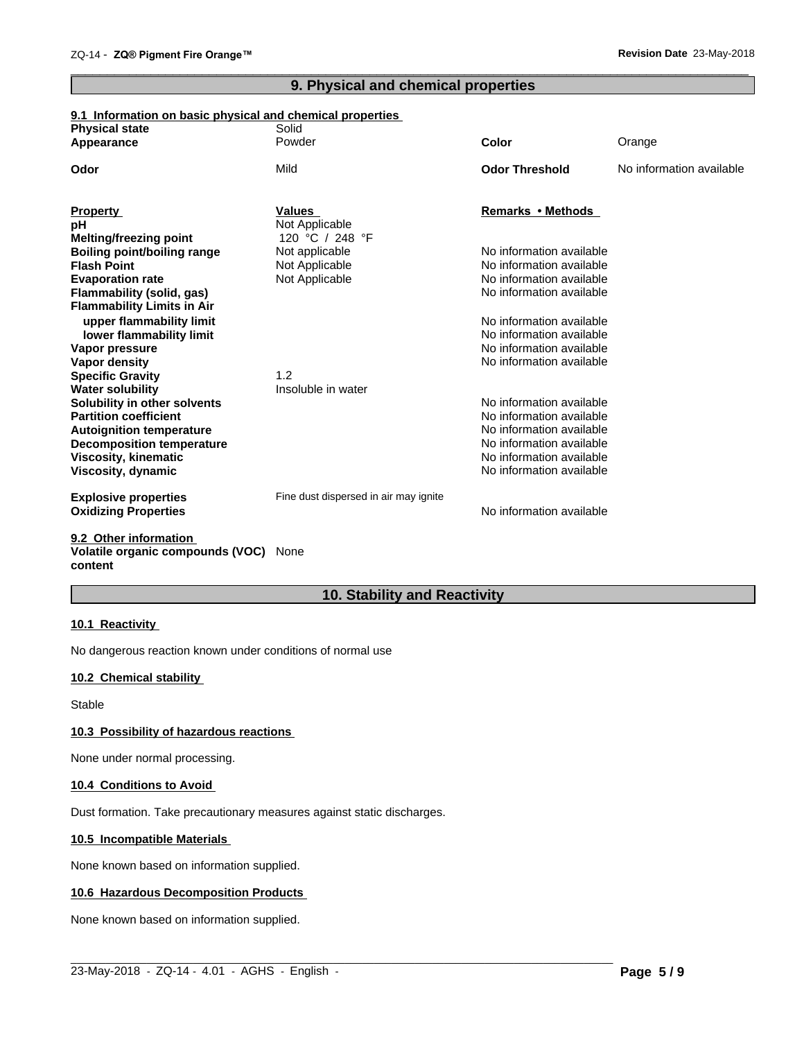## 9. Physical and chemical properties

### 9.1 Information on basic physical and chemical properties

| | | | |
|---|---|---|---|
| **Physical state** | Solid | | |
| **Appearance** | Powder | **Color** | Orange |
| **Odor** | Mild | **Odor Threshold** | No information available |

| **Property** | **Values** | **Remarks • Methods** |
|---|---|---|
| **pH** | Not Applicable | |
| **Melting/freezing point** | 120 °C / 248 °F | |
| **Boiling point/boiling range** | Not applicable | No information available |
| **Flash Point** | Not Applicable | No information available |
| **Evaporation rate** | Not Applicable | No information available |
| **Flammability (solid, gas)** | | No information available |
| **Flammability Limits in Air** | | |
| **upper flammability limit** | | No information available |
| **lower flammability limit** | | No information available |
| **Vapor pressure** | | No information available |
| **Vapor density** | | No information available |
| **Specific Gravity** | 1.2 | |
| **Water solubility** | Insoluble in water | |
| **Solubility in other solvents** | | No information available |
| **Partition coefficient** | | No information available |
| **Autoignition temperature** | | No information available |
| **Decomposition temperature** | | No information available |
| **Viscosity, kinematic** | | No information available |
| **Viscosity, dynamic** | | No information available |
| **Explosive properties** | Fine dust dispersed in air may ignite | |
| **Oxidizing Properties** | | No information available |

### 9.2 Other information

**Volatile organic compounds (VOC) content** None

## 10. Stability and Reactivity

### 10.1 Reactivity

No dangerous reaction known under conditions of normal use

### 10.2 Chemical stability

Stable

### 10.3 Possibility of hazardous reactions

None under normal processing.

### 10.4 Conditions to Avoid

Dust formation. Take precautionary measures against static discharges.

### 10.5 Incompatible Materials

None known based on information supplied.

### 10.6 Hazardous Decomposition Products

None known based on information supplied.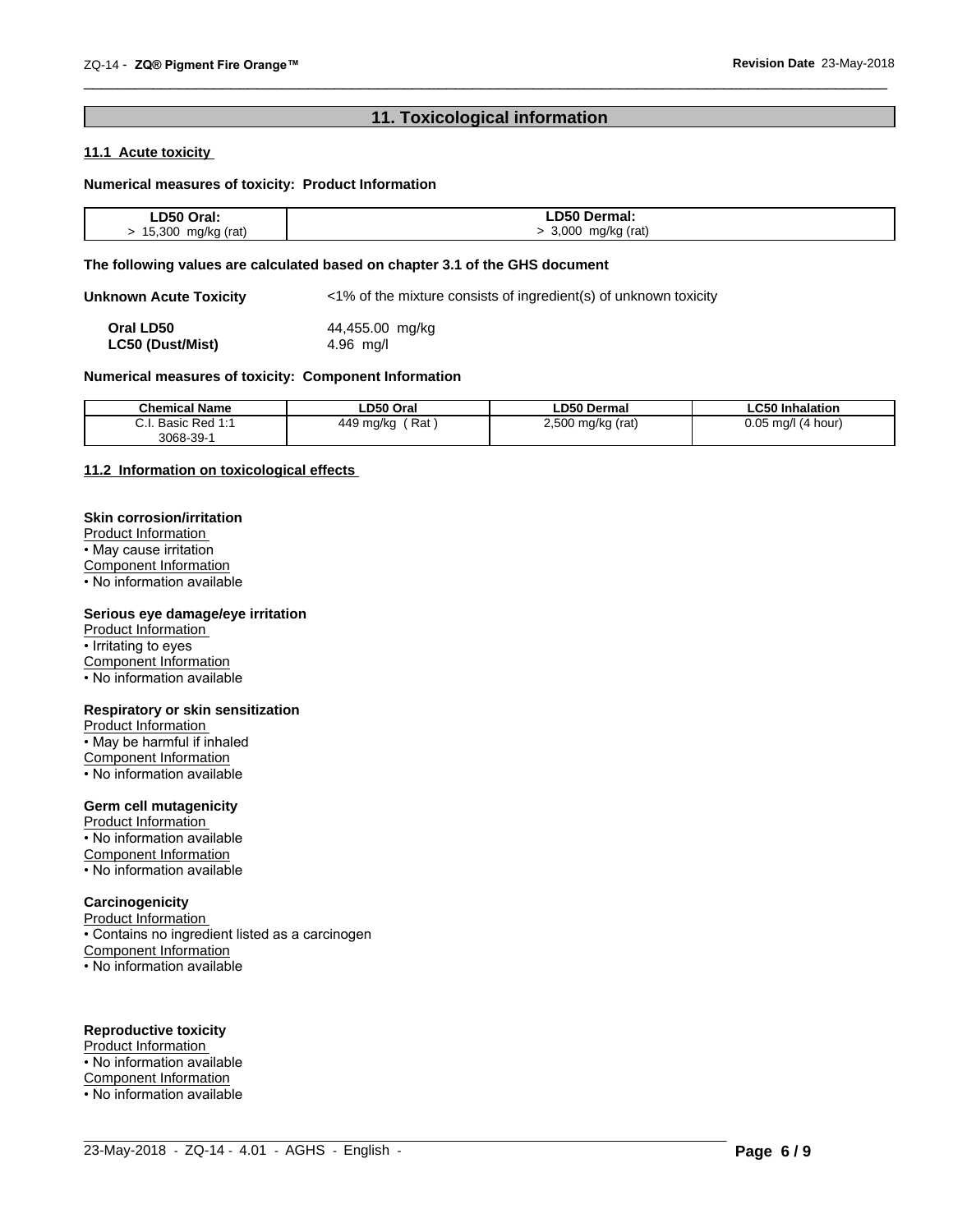## 11. Toxicological information

### 11.1 Acute toxicity

**Numerical measures of toxicity: Product Information**

| LD50 Oral: | LD50 Dermal: |
|---|---|
| > 15,300 mg/kg (rat) | > 3,000 mg/kg (rat) |

**The following values are calculated based on chapter 3.1 of the GHS document**

**Unknown Acute Toxicity** <1% of the mixture consists of ingredient(s) of unknown toxicity

**Oral LD50** 44,455.00 mg/kg
**LC50 (Dust/Mist)** 4.96 mg/l

**Numerical measures of toxicity: Component Information**

| Chemical Name | LD50 Oral | LD50 Dermal | LC50 Inhalation |
|---|---|---|---|
| C.I. Basic Red 1:1 3068-39-1 | 449 mg/kg ( Rat ) | 2,500 mg/kg (rat) | 0.05 mg/l (4 hour) |

### 11.2 Information on toxicological effects

**Skin corrosion/irritation**
Product Information
• May cause irritation
Component Information
• No information available

**Serious eye damage/eye irritation**
Product Information
• Irritating to eyes
Component Information
• No information available

**Respiratory or skin sensitization**
Product Information
• May be harmful if inhaled
Component Information
• No information available

**Germ cell mutagenicity**
Product Information
• No information available
Component Information
• No information available

**Carcinogenicity**
Product Information
• Contains no ingredient listed as a carcinogen
Component Information
• No information available

**Reproductive toxicity**
Product Information
• No information available
Component Information
• No information available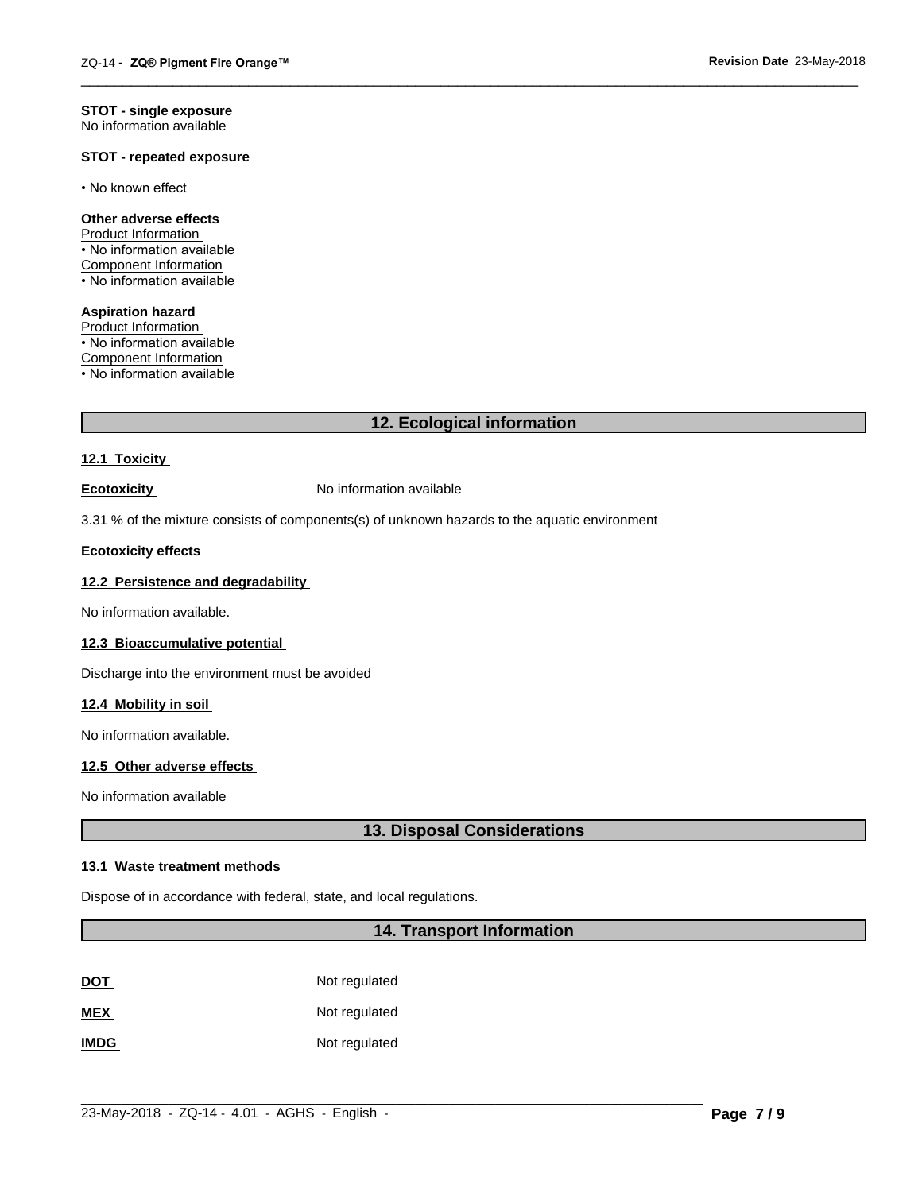**STOT - single exposure**
No information available

**STOT - repeated exposure**

• No known effect

**Other adverse effects**
Product Information
• No information available
Component Information
• No information available

**Aspiration hazard**
Product Information
• No information available
Component Information
• No information available

## 12. Ecological information

**12.1 Toxicity**

**Ecotoxicity** No information available

3.31 % of the mixture consists of components(s) of unknown hazards to the aquatic environment

**Ecotoxicity effects**

**12.2 Persistence and degradability**

No information available.

**12.3 Bioaccumulative potential**

Discharge into the environment must be avoided

**12.4 Mobility in soil**

No information available.

**12.5 Other adverse effects**

No information available

## 13. Disposal Considerations

**13.1 Waste treatment methods**

Dispose of in accordance with federal, state, and local regulations.

## 14. Transport Information

| | |
|---|---|
| **DOT** | Not regulated |
| **MEX** | Not regulated |
| **IMDG** | Not regulated |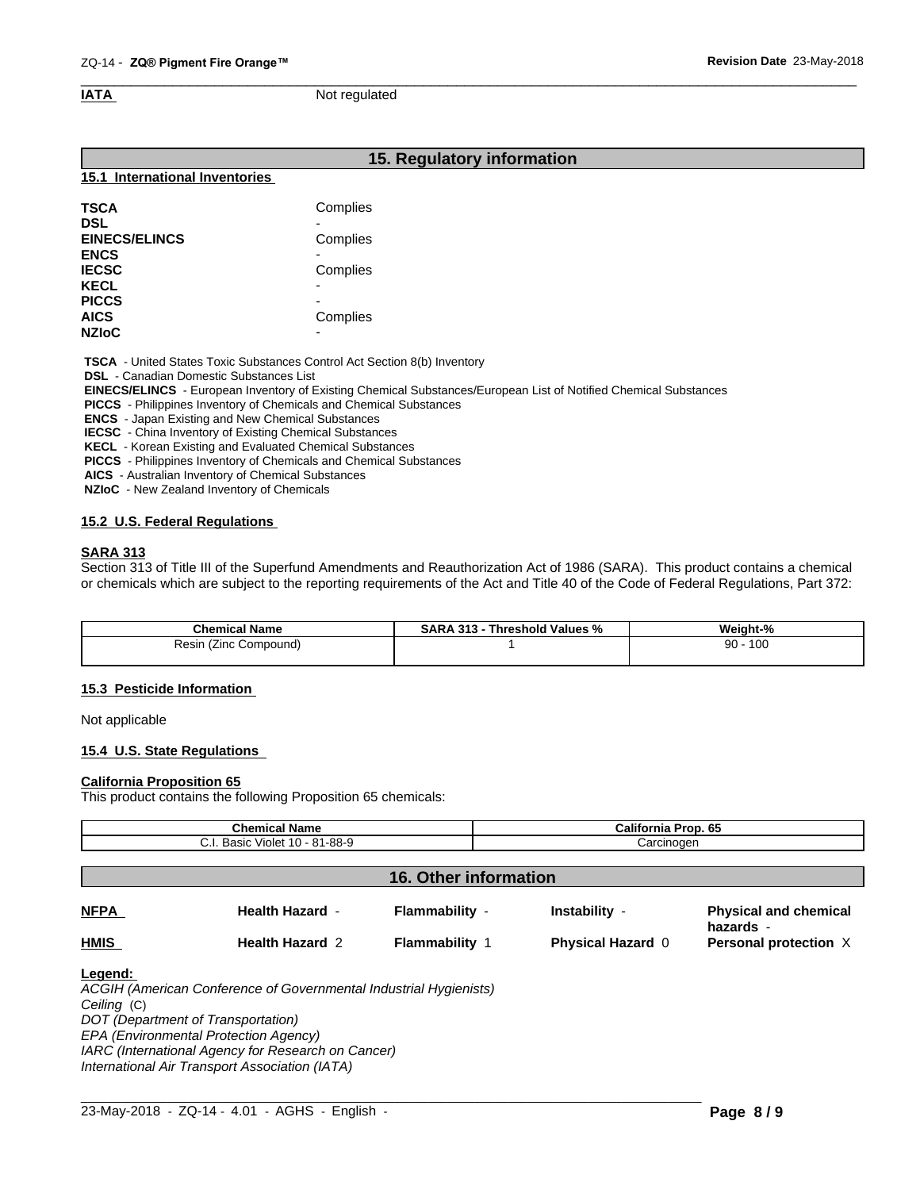**IATA** Not regulated

## 15. Regulatory information

### 15.1 International Inventories

| | |
|---|---|
| **TSCA** | Complies |
| **DSL** | - |
| **EINECS/ELINCS** | Complies |
| **ENCS** | - |
| **IECSC** | Complies |
| **KECL** | - |
| **PICCS** | - |
| **AICS** | Complies |
| **NZIoC** | - |

**TSCA** - United States Toxic Substances Control Act Section 8(b) Inventory
**DSL** - Canadian Domestic Substances List
**EINECS/ELINCS** - European Inventory of Existing Chemical Substances/European List of Notified Chemical Substances
**PICCS** - Philippines Inventory of Chemicals and Chemical Substances
**ENCS** - Japan Existing and New Chemical Substances
**IECSC** - China Inventory of Existing Chemical Substances
**KECL** - Korean Existing and Evaluated Chemical Substances
**PICCS** - Philippines Inventory of Chemicals and Chemical Substances
**AICS** - Australian Inventory of Chemical Substances
**NZIoC** - New Zealand Inventory of Chemicals

### 15.2 U.S. Federal Regulations

**SARA 313**
Section 313 of Title III of the Superfund Amendments and Reauthorization Act of 1986 (SARA). This product contains a chemical or chemicals which are subject to the reporting requirements of the Act and Title 40 of the Code of Federal Regulations, Part 372:

| Chemical Name | SARA 313 - Threshold Values % | Weight-% |
|---|---|---|
| Resin (Zinc Compound) | 1 | 90 - 100 |

### 15.3 Pesticide Information

Not applicable

### 15.4 U.S. State Regulations

**California Proposition 65**
This product contains the following Proposition 65 chemicals:

| Chemical Name | California Prop. 65 |
|---|---|
| C.I. Basic Violet 10 - 81-88-9 | Carcinogen |

## 16. Other information

| | | | | |
|---|---|---|---|---|
| **NFPA** | **Health Hazard** - | **Flammability** - | **Instability** - | **Physical and chemical hazards** - |
| **HMIS** | **Health Hazard** 2 | **Flammability** 1 | **Physical Hazard** 0 | **Personal protection** X |

**Legend:**
*ACGIH (American Conference of Governmental Industrial Hygienists)*
*Ceiling* (C)
*DOT (Department of Transportation)*
*EPA (Environmental Protection Agency)*
*IARC (International Agency for Research on Cancer)*
*International Air Transport Association (IATA)*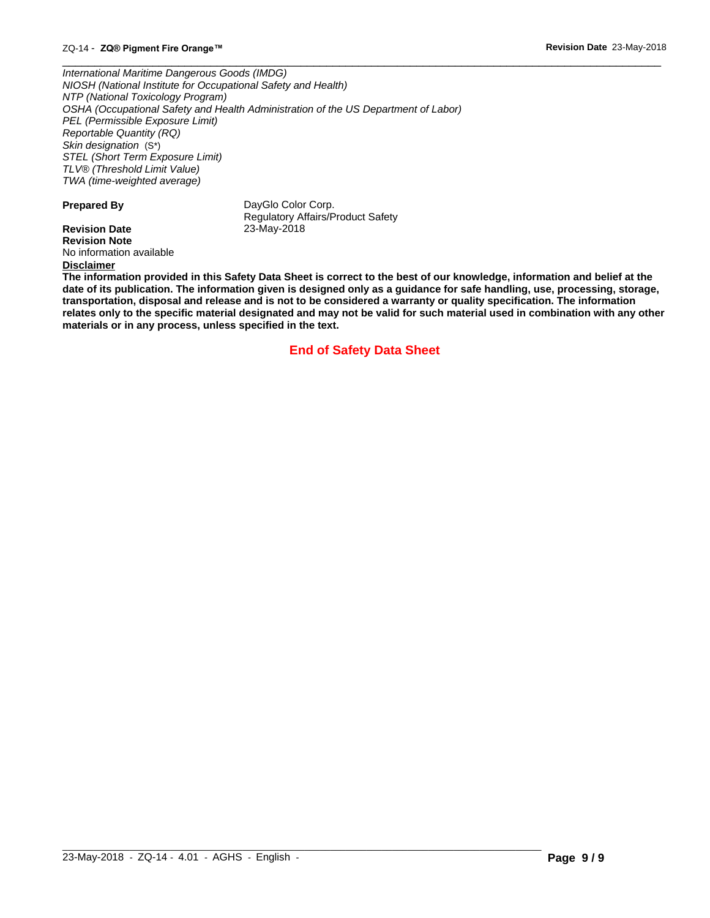*International Maritime Dangerous Goods (IMDG)*
*NIOSH (National Institute for Occupational Safety and Health)*
*NTP (National Toxicology Program)*
*OSHA (Occupational Safety and Health Administration of the US Department of Labor)*
*PEL (Permissible Exposure Limit)*
*Reportable Quantity (RQ)*
*Skin designation* (S*)
*STEL (Short Term Exposure Limit)*
*TLV® (Threshold Limit Value)*
*TWA (time-weighted average)*

**Prepared By** DayGlo Color Corp.
Regulatory Affairs/Product Safety

**Revision Date** 23-May-2018

**Revision Note**
No information available

**Disclaimer**

**The information provided in this Safety Data Sheet is correct to the best of our knowledge, information and belief at the date of its publication. The information given is designed only as a guidance for safe handling, use, processing, storage, transportation, disposal and release and is not to be considered a warranty or quality specification. The information relates only to the specific material designated and may not be valid for such material used in combination with any other materials or in any process, unless specified in the text.**

**End of Safety Data Sheet**